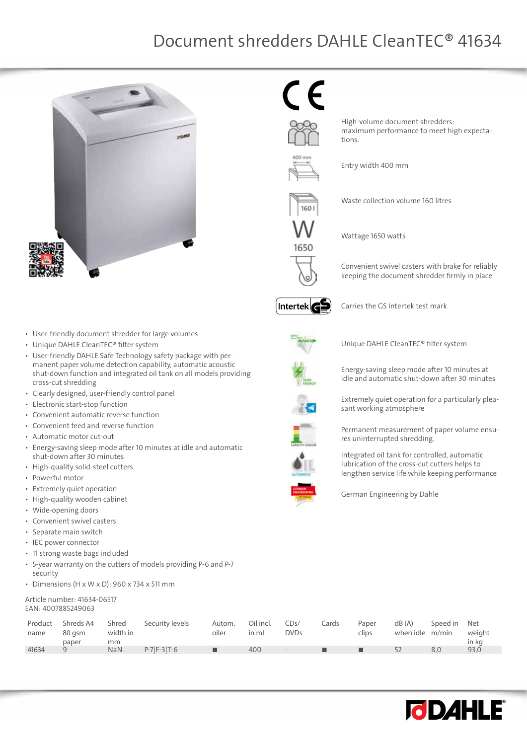# Document shredders DAHLE CleanTEC® 41634

High-volume document shredders: maximum performance to meet high expectations.

Entry width 400 mm

Waste collection volume 160 litres

Wattage 1650 watts

Convenient swivel casters with brake for reliably keeping the document shredder firmly in place

Carries the GS Intertek test mark

Unique DAHLE CleanTEC® filter system

Energy-saving sleep mode after 10 minutes at idle and automatic shut-down after 30 minutes

Extremely quiet operation for a particularly pleasant working atmosphere

Permanent measurement of paper volume ensures uninterrupted shredding.

Integrated oil tank for controlled, automatic lubrication of the cross-cut cutters helps to lengthen service life while keeping performance

German Engineering by Dahle

- User-friendly document shredder for large volumes
- Unique DAHLE CleanTEC® filter system
- User-friendly DAHLE Safe Technology safety package with permanent paper volume detection capability, automatic acoustic shut-down function and integrated oil tank on all models providing cross-cut shredding
- Clearly designed, user-friendly control panel
- Electronic start-stop function
- Convenient automatic reverse function
- Convenient feed and reverse function
- Automatic motor cut-out
- Energy-saving sleep mode after 10 minutes at idle and automatic shut-down after 30 minutes
- High-quality solid-steel cutters
- Powerful motor
- Extremely quiet operation
- High-quality wooden cabinet
- Wide-opening doors
- Convenient swivel casters
- Separate main switch
- IEC power connector
- 11 strong waste bags included
- 5-year warranty on the cutters of models providing P-6 and P-7 security
- Dimensions (H x W x D): 960 x 734 x 511 mm

Article number: 41634-06517
EAN: 4007885249063

| Product name | Shreds A4 80 gsm paper | Shred width in mm | Security levels | Autom. oiler | Oil incl. in ml | CDs/ DVDs | Cards | Paper clips | dB (A) when idle | Speed in m/min | Net weight in kg |
|---|---|---|---|---|---|---|---|---|---|---|---|
| 41634 | 9 | NaN | P-7\|F-3\|T-6 | ■ | 400 | - | ■ | ■ | 52 | 8,0 | 93,0 |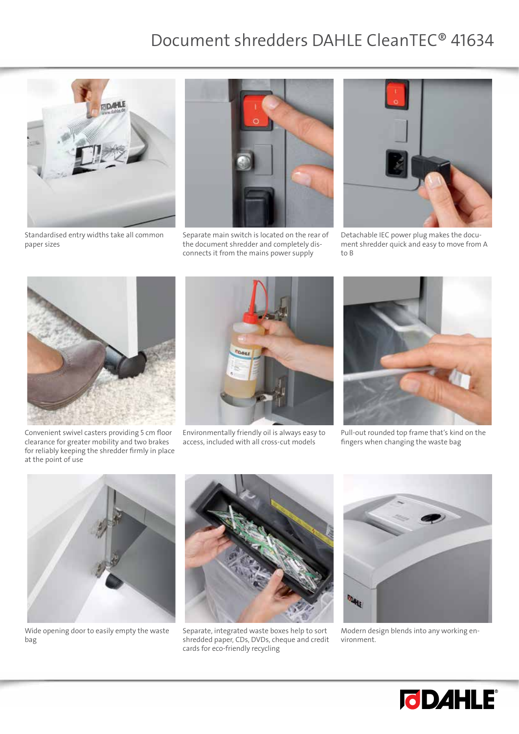# Document shredders DAHLE CleanTEC® 41634

Standardised entry widths take all common paper sizes

Separate main switch is located on the rear of the document shredder and completely disconnects it from the mains power supply

Detachable IEC power plug makes the document shredder quick and easy to move from A to B

Convenient swivel casters providing 5 cm floor clearance for greater mobility and two brakes for reliably keeping the shredder firmly in place at the point of use

Environmentally friendly oil is always easy to access, included with all cross-cut models

Pull-out rounded top frame that's kind on the fingers when changing the waste bag

Wide opening door to easily empty the waste bag

Separate, integrated waste boxes help to sort shredded paper, CDs, DVDs, cheque and credit cards for eco-friendly recycling

Modern design blends into any working environment.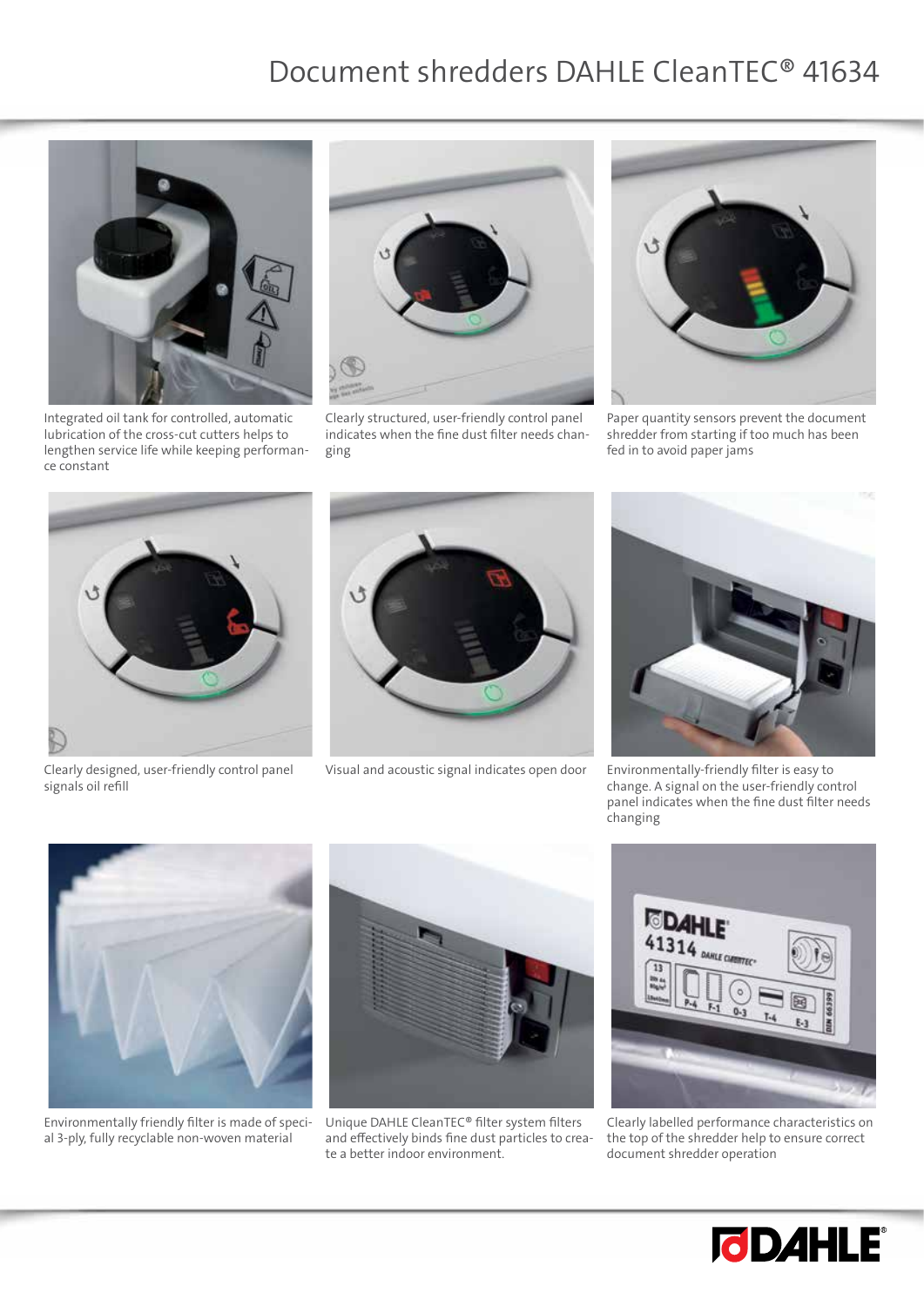# Document shredders DAHLE CleanTEC® 41634

Integrated oil tank for controlled, automatic lubrication of the cross-cut cutters helps to lengthen service life while keeping performance constant

Clearly structured, user-friendly control panel indicates when the fine dust filter needs changing

Paper quantity sensors prevent the document shredder from starting if too much has been fed in to avoid paper jams

Clearly designed, user-friendly control panel signals oil refill

Visual and acoustic signal indicates open door

Environmentally-friendly filter is easy to change. A signal on the user-friendly control panel indicates when the fine dust filter needs changing

Environmentally friendly filter is made of special 3-ply, fully recyclable non-woven material

Unique DAHLE CleanTEC® filter system filters and effectively binds fine dust particles to create a better indoor environment.

Clearly labelled performance characteristics on the top of the shredder help to ensure correct document shredder operation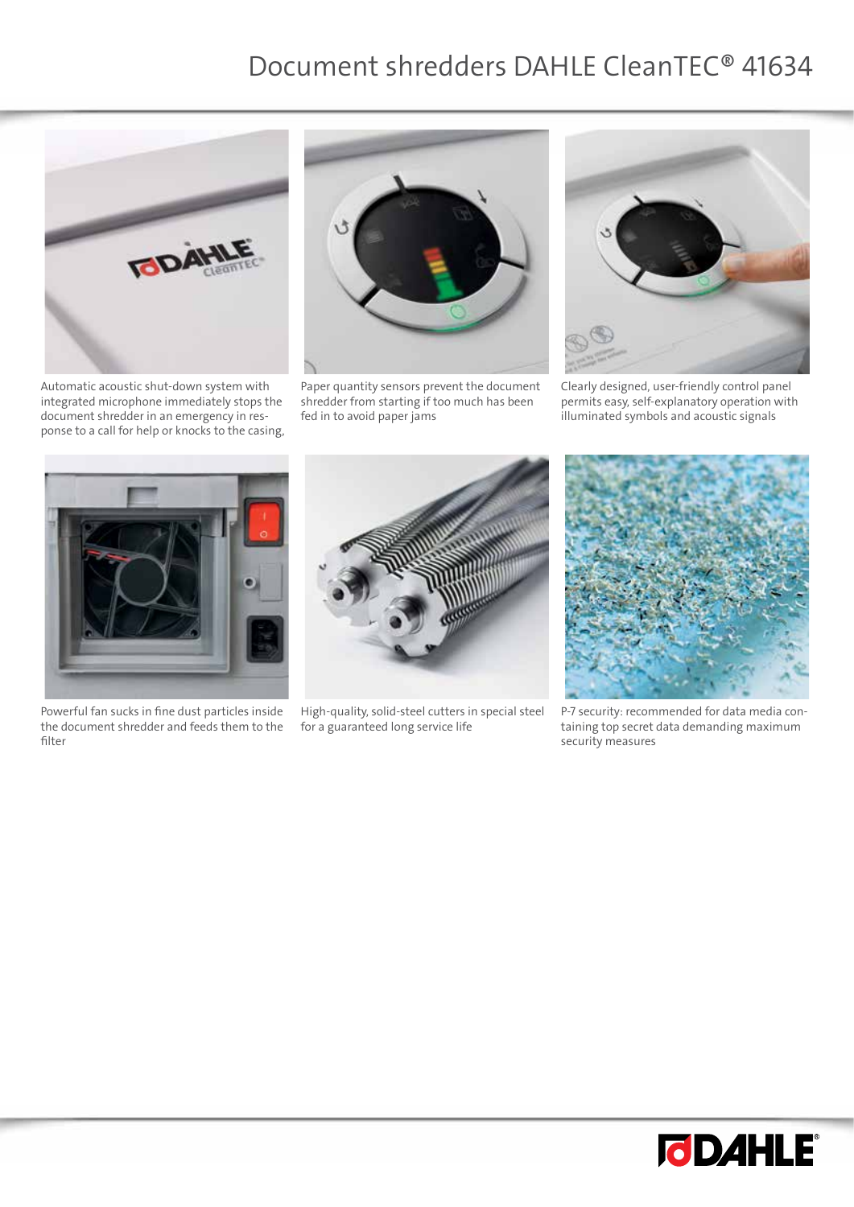# Document shredders DAHLE CleanTEC® 41634

Automatic acoustic shut-down system with integrated microphone immediately stops the document shredder in an emergency in response to a call for help or knocks to the casing,

Paper quantity sensors prevent the document shredder from starting if too much has been fed in to avoid paper jams

Clearly designed, user-friendly control panel permits easy, self-explanatory operation with illuminated symbols and acoustic signals

Powerful fan sucks in fine dust particles inside the document shredder and feeds them to the filter

High-quality, solid-steel cutters in special steel for a guaranteed long service life

P-7 security: recommended for data media containing top secret data demanding maximum security measures